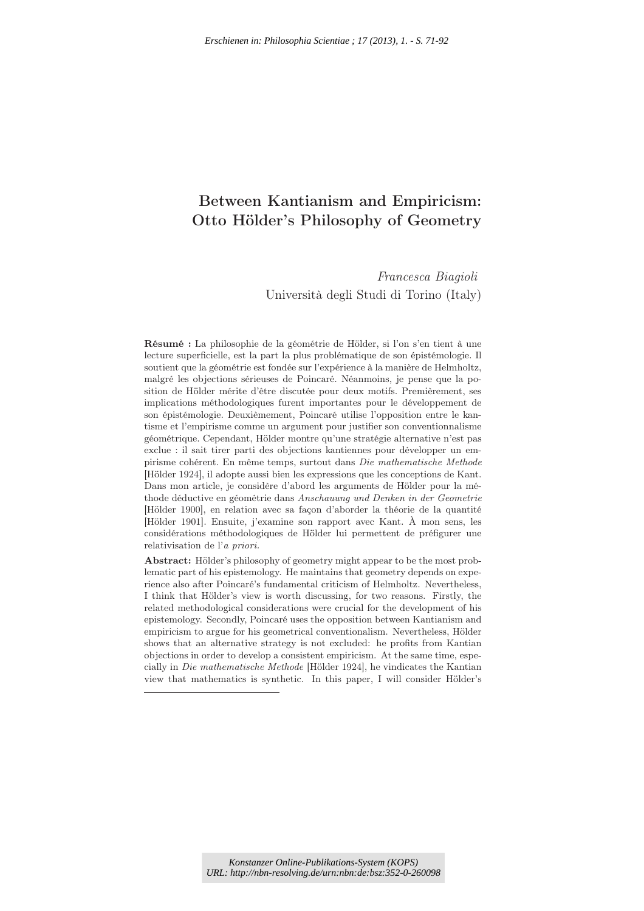Erschienen in: Philosophia Scientiae ; 17 (2013), 1. - S. 71-92

# Between Kantianism and Empiricism: Otto Hölder's Philosophy of Geometry

*Francesca Biagioli*
Università degli Studi di Torino (Italy)

**Résumé :** La philosophie de la géométrie de Hölder, si l'on s'en tient à une lecture superficielle, est la part la plus problématique de son épistémologie. Il soutient que la géométrie est fondée sur l'expérience à la manière de Helmholtz, malgré les objections sérieuses de Poincaré. Néanmoins, je pense que la position de Hölder mérite d'être discutée pour deux motifs. Premièrement, ses implications méthodologiques furent importantes pour le développement de son épistémologie. Deuxièmement, Poincaré utilise l'opposition entre le kantisme et l'empirisme comme un argument pour justifier son conventionnalisme géométrique. Cependant, Hölder montre qu'une stratégie alternative n'est pas exclue : il sait tirer parti des objections kantiennes pour développer un empirisme cohérent. En même temps, surtout dans *Die mathematische Methode* [Hölder 1924], il adopte aussi bien les expressions que les conceptions de Kant. Dans mon article, je considère d'abord les arguments de Hölder pour la méthode déductive en géométrie dans *Anschauung und Denken in der Geometrie* [Hölder 1900], en relation avec sa façon d'aborder la théorie de la quantité [Hölder 1901]. Ensuite, j'examine son rapport avec Kant. À mon sens, les considérations méthodologiques de Hölder lui permettent de préfigurer une relativisation de l'*a priori*.

**Abstract:** Hölder's philosophy of geometry might appear to be the most problematic part of his epistemology. He maintains that geometry depends on experience also after Poincaré's fundamental criticism of Helmholtz. Nevertheless, I think that Hölder's view is worth discussing, for two reasons. Firstly, the related methodological considerations were crucial for the development of his epistemology. Secondly, Poincaré uses the opposition between Kantianism and empiricism to argue for his geometrical conventionalism. Nevertheless, Hölder shows that an alternative strategy is not excluded: he profits from Kantian objections in order to develop a consistent empiricism. At the same time, especially in *Die mathematische Methode* [Hölder 1924], he vindicates the Kantian view that mathematics is synthetic. In this paper, I will consider Hölder's

Konstanzer Online-Publikations-System (KOPS)
URL: http://nbn-resolving.de/urn:nbn:de:bsz:352-0-260098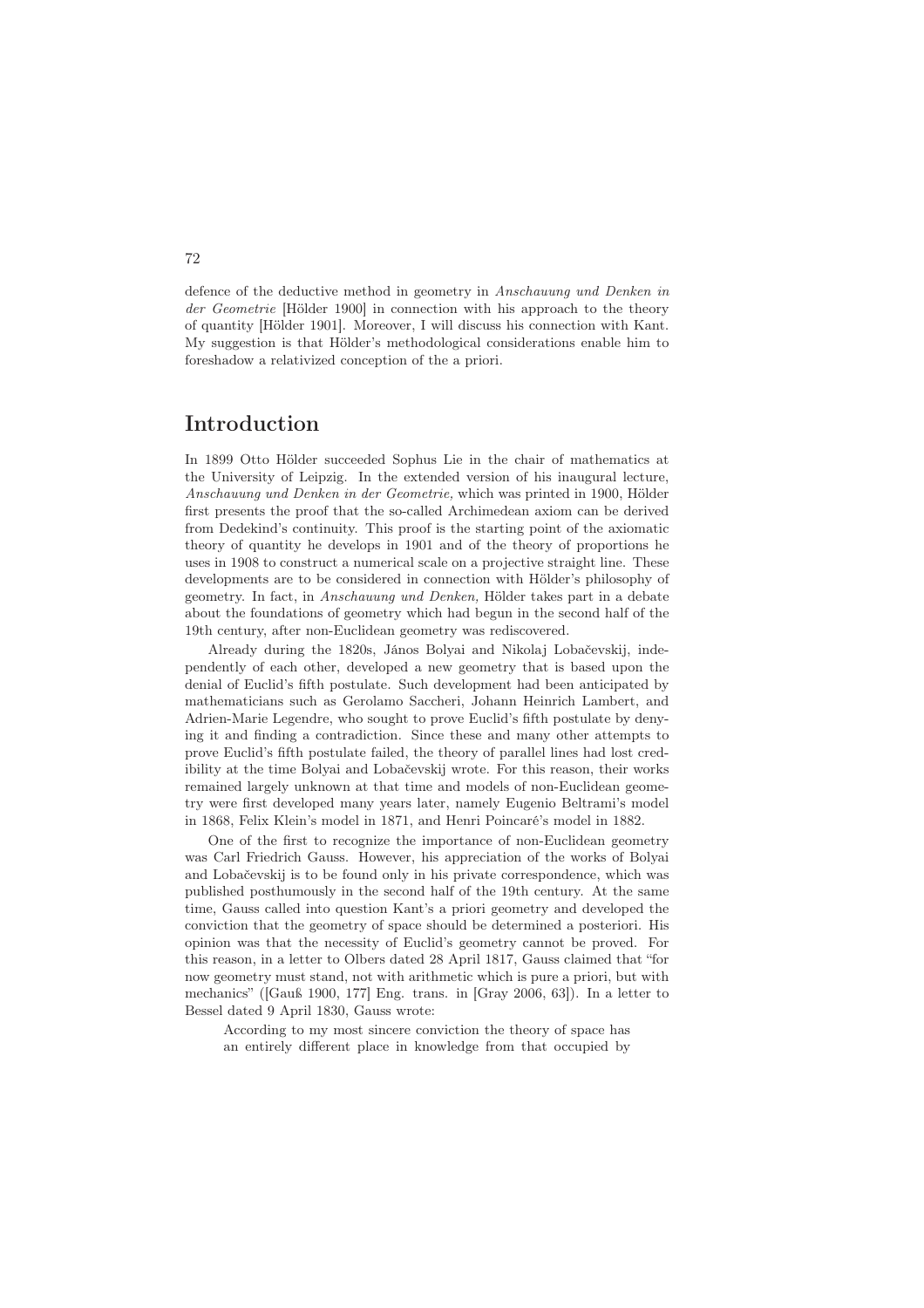defence of the deductive method in geometry in *Anschauung und Denken in der Geometrie* [Hölder 1900] in connection with his approach to the theory of quantity [Hölder 1901]. Moreover, I will discuss his connection with Kant. My suggestion is that Hölder's methodological considerations enable him to foreshadow a relativized conception of the a priori.

# Introduction

In 1899 Otto Hölder succeeded Sophus Lie in the chair of mathematics at the University of Leipzig. In the extended version of his inaugural lecture, *Anschauung und Denken in der Geometrie,* which was printed in 1900, Hölder first presents the proof that the so-called Archimedean axiom can be derived from Dedekind's continuity. This proof is the starting point of the axiomatic theory of quantity he develops in 1901 and of the theory of proportions he uses in 1908 to construct a numerical scale on a projective straight line. These developments are to be considered in connection with Hölder's philosophy of geometry. In fact, in *Anschauung und Denken,* Hölder takes part in a debate about the foundations of geometry which had begun in the second half of the 19th century, after non-Euclidean geometry was rediscovered.

Already during the 1820s, János Bolyai and Nikolaj Lobačevskij, independently of each other, developed a new geometry that is based upon the denial of Euclid's fifth postulate. Such development had been anticipated by mathematicians such as Gerolamo Saccheri, Johann Heinrich Lambert, and Adrien-Marie Legendre, who sought to prove Euclid's fifth postulate by denying it and finding a contradiction. Since these and many other attempts to prove Euclid's fifth postulate failed, the theory of parallel lines had lost credibility at the time Bolyai and Lobačevskij wrote. For this reason, their works remained largely unknown at that time and models of non-Euclidean geometry were first developed many years later, namely Eugenio Beltrami's model in 1868, Felix Klein's model in 1871, and Henri Poincaré's model in 1882.

One of the first to recognize the importance of non-Euclidean geometry was Carl Friedrich Gauss. However, his appreciation of the works of Bolyai and Lobačevskij is to be found only in his private correspondence, which was published posthumously in the second half of the 19th century. At the same time, Gauss called into question Kant's a priori geometry and developed the conviction that the geometry of space should be determined a posteriori. His opinion was that the necessity of Euclid's geometry cannot be proved. For this reason, in a letter to Olbers dated 28 April 1817, Gauss claimed that "for now geometry must stand, not with arithmetic which is pure a priori, but with mechanics" ([Gauß 1900, 177] Eng. trans. in [Gray 2006, 63]). In a letter to Bessel dated 9 April 1830, Gauss wrote:

> According to my most sincere conviction the theory of space has an entirely different place in knowledge from that occupied by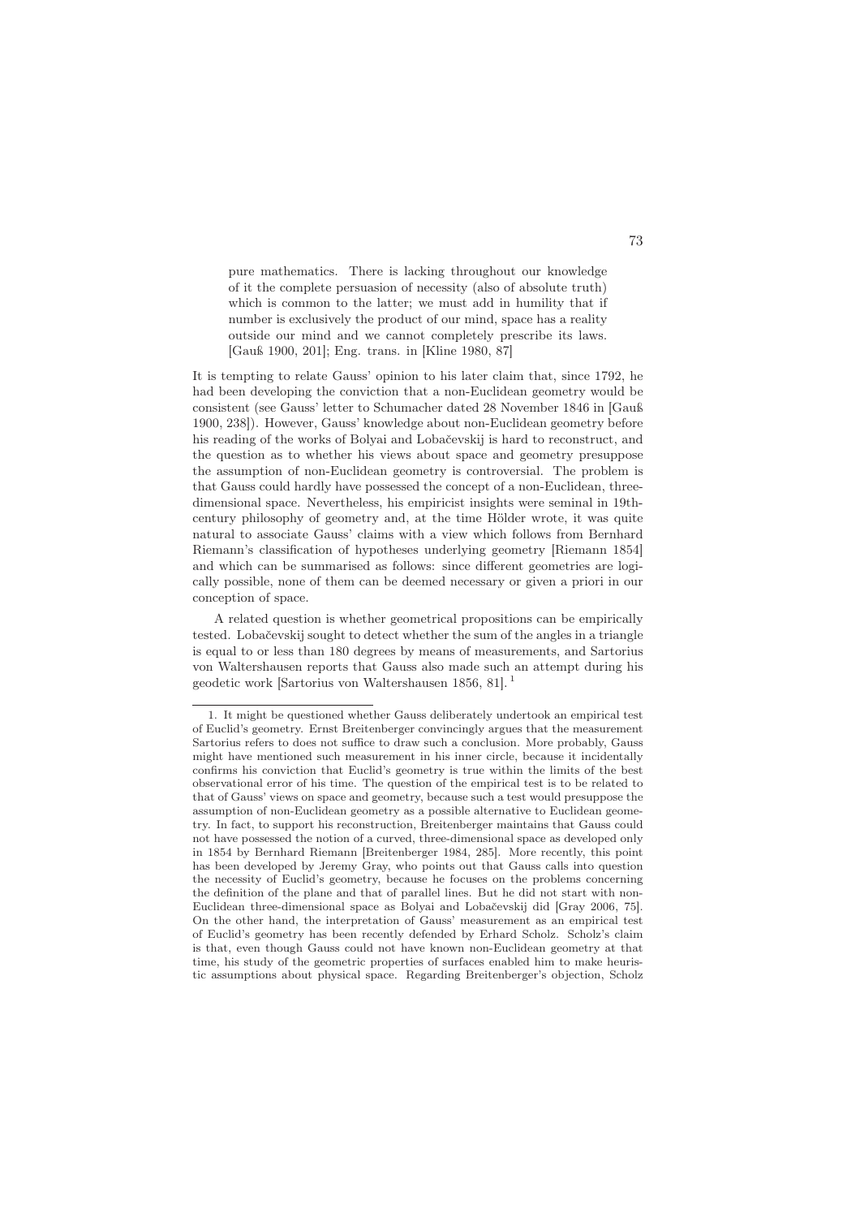> pure mathematics. There is lacking throughout our knowledge of it the complete persuasion of necessity (also of absolute truth) which is common to the latter; we must add in humility that if number is exclusively the product of our mind, space has a reality outside our mind and we cannot completely prescribe its laws. [Gauß 1900, 201]; Eng. trans. in [Kline 1980, 87]

It is tempting to relate Gauss' opinion to his later claim that, since 1792, he had been developing the conviction that a non-Euclidean geometry would be consistent (see Gauss' letter to Schumacher dated 28 November 1846 in [Gauß 1900, 238]). However, Gauss' knowledge about non-Euclidean geometry before his reading of the works of Bolyai and Lobačevskij is hard to reconstruct, and the question as to whether his views about space and geometry presuppose the assumption of non-Euclidean geometry is controversial. The problem is that Gauss could hardly have possessed the concept of a non-Euclidean, three-dimensional space. Nevertheless, his empiricist insights were seminal in 19th-century philosophy of geometry and, at the time Hölder wrote, it was quite natural to associate Gauss' claims with a view which follows from Bernhard Riemann's classification of hypotheses underlying geometry [Riemann 1854] and which can be summarised as follows: since different geometries are logically possible, none of them can be deemed necessary or given a priori in our conception of space.

A related question is whether geometrical propositions can be empirically tested. Lobačevskij sought to detect whether the sum of the angles in a triangle is equal to or less than 180 degrees by means of measurements, and Sartorius von Waltershausen reports that Gauss also made such an attempt during his geodetic work [Sartorius von Waltershausen 1856, 81].[1]

---

1. It might be questioned whether Gauss deliberately undertook an empirical test of Euclid's geometry. Ernst Breitenberger convincingly argues that the measurement Sartorius refers to does not suffice to draw such a conclusion. More probably, Gauss might have mentioned such measurement in his inner circle, because it incidentally confirms his conviction that Euclid's geometry is true within the limits of the best observational error of his time. The question of the empirical test is to be related to that of Gauss' views on space and geometry, because such a test would presuppose the assumption of non-Euclidean geometry as a possible alternative to Euclidean geometry. In fact, to support his reconstruction, Breitenberger maintains that Gauss could not have possessed the notion of a curved, three-dimensional space as developed only in 1854 by Bernhard Riemann [Breitenberger 1984, 285]. More recently, this point has been developed by Jeremy Gray, who points out that Gauss calls into question the necessity of Euclid's geometry, because he focuses on the problems concerning the definition of the plane and that of parallel lines. But he did not start with non-Euclidean three-dimensional space as Bolyai and Lobačevskij did [Gray 2006, 75]. On the other hand, the interpretation of Gauss' measurement as an empirical test of Euclid's geometry has been recently defended by Erhard Scholz. Scholz's claim is that, even though Gauss could not have known non-Euclidean geometry at that time, his study of the geometric properties of surfaces enabled him to make heuristic assumptions about physical space. Regarding Breitenberger's objection, Scholz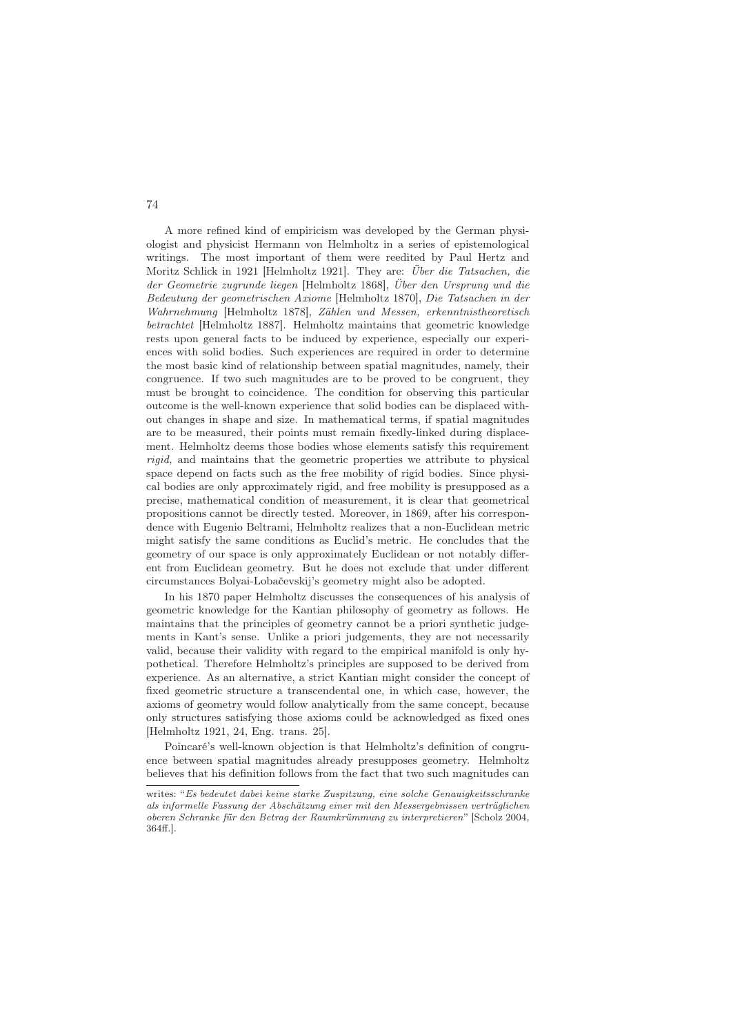A more refined kind of empiricism was developed by the German physiologist and physicist Hermann von Helmholtz in a series of epistemological writings. The most important of them were reedited by Paul Hertz and Moritz Schlick in 1921 [Helmholtz 1921]. They are: *Über die Tatsachen, die der Geometrie zugrunde liegen* [Helmholtz 1868], *Über den Ursprung und die Bedeutung der geometrischen Axiome* [Helmholtz 1870], *Die Tatsachen in der Wahrnehmung* [Helmholtz 1878], *Zählen und Messen, erkenntnistheoretisch betrachtet* [Helmholtz 1887]. Helmholtz maintains that geometric knowledge rests upon general facts to be induced by experience, especially our experiences with solid bodies. Such experiences are required in order to determine the most basic kind of relationship between spatial magnitudes, namely, their congruence. If two such magnitudes are to be proved to be congruent, they must be brought to coincidence. The condition for observing this particular outcome is the well-known experience that solid bodies can be displaced without changes in shape and size. In mathematical terms, if spatial magnitudes are to be measured, their points must remain fixedly-linked during displacement. Helmholtz deems those bodies whose elements satisfy this requirement *rigid,* and maintains that the geometric properties we attribute to physical space depend on facts such as the free mobility of rigid bodies. Since physical bodies are only approximately rigid, and free mobility is presupposed as a precise, mathematical condition of measurement, it is clear that geometrical propositions cannot be directly tested. Moreover, in 1869, after his correspondence with Eugenio Beltrami, Helmholtz realizes that a non-Euclidean metric might satisfy the same conditions as Euclid's metric. He concludes that the geometry of our space is only approximately Euclidean or not notably different from Euclidean geometry. But he does not exclude that under different circumstances Bolyai-Lobačevskij's geometry might also be adopted.

In his 1870 paper Helmholtz discusses the consequences of his analysis of geometric knowledge for the Kantian philosophy of geometry as follows. He maintains that the principles of geometry cannot be a priori synthetic judgements in Kant's sense. Unlike a priori judgements, they are not necessarily valid, because their validity with regard to the empirical manifold is only hypothetical. Therefore Helmholtz's principles are supposed to be derived from experience. As an alternative, a strict Kantian might consider the concept of fixed geometric structure a transcendental one, in which case, however, the axioms of geometry would follow analytically from the same concept, because only structures satisfying those axioms could be acknowledged as fixed ones [Helmholtz 1921, 24, Eng. trans. 25].

Poincaré's well-known objection is that Helmholtz's definition of congruence between spatial magnitudes already presupposes geometry. Helmholtz believes that his definition follows from the fact that two such magnitudes can

---

writes: "*Es bedeutet dabei keine starke Zuspitzung, eine solche Genauigkeitsschranke als informelle Fassung der Abschätzung einer mit den Messergebnissen verträglichen oberen Schranke für den Betrag der Raumkrümmung zu interpretieren*" [Scholz 2004, 364ff.].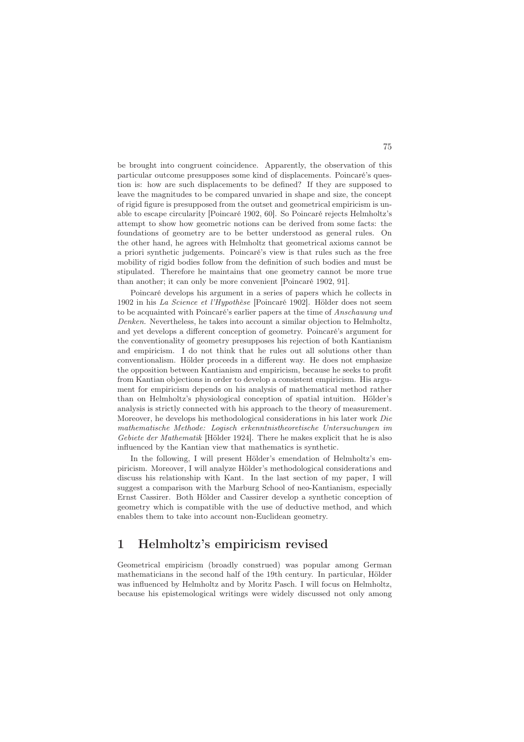be brought into congruent coincidence. Apparently, the observation of this particular outcome presupposes some kind of displacements. Poincaré's question is: how are such displacements to be defined? If they are supposed to leave the magnitudes to be compared unvaried in shape and size, the concept of rigid figure is presupposed from the outset and geometrical empiricism is unable to escape circularity [Poincaré 1902, 60]. So Poincaré rejects Helmholtz's attempt to show how geometric notions can be derived from some facts: the foundations of geometry are to be better understood as general rules. On the other hand, he agrees with Helmholtz that geometrical axioms cannot be a priori synthetic judgements. Poincaré's view is that rules such as the free mobility of rigid bodies follow from the definition of such bodies and must be stipulated. Therefore he maintains that one geometry cannot be more true than another; it can only be more convenient [Poincaré 1902, 91].

Poincaré develops his argument in a series of papers which he collects in 1902 in his *La Science et l'Hypothèse* [Poincaré 1902]. Hölder does not seem to be acquainted with Poincaré's earlier papers at the time of *Anschauung und Denken.* Nevertheless, he takes into account a similar objection to Helmholtz, and yet develops a different conception of geometry. Poincaré's argument for the conventionality of geometry presupposes his rejection of both Kantianism and empiricism. I do not think that he rules out all solutions other than conventionalism. Hölder proceeds in a different way. He does not emphasize the opposition between Kantianism and empiricism, because he seeks to profit from Kantian objections in order to develop a consistent empiricism. His argument for empiricism depends on his analysis of mathematical method rather than on Helmholtz's physiological conception of spatial intuition. Hölder's analysis is strictly connected with his approach to the theory of measurement. Moreover, he develops his methodological considerations in his later work *Die mathematische Methode: Logisch erkenntnistheoretische Untersuchungen im Gebiete der Mathematik* [Hölder 1924]. There he makes explicit that he is also influenced by the Kantian view that mathematics is synthetic.

In the following, I will present Hölder's emendation of Helmholtz's empiricism. Moreover, I will analyze Hölder's methodological considerations and discuss his relationship with Kant. In the last section of my paper, I will suggest a comparison with the Marburg School of neo-Kantianism, especially Ernst Cassirer. Both Hölder and Cassirer develop a synthetic conception of geometry which is compatible with the use of deductive method, and which enables them to take into account non-Euclidean geometry.

## 1 Helmholtz's empiricism revised

Geometrical empiricism (broadly construed) was popular among German mathematicians in the second half of the 19th century. In particular, Hölder was influenced by Helmholtz and by Moritz Pasch. I will focus on Helmholtz, because his epistemological writings were widely discussed not only among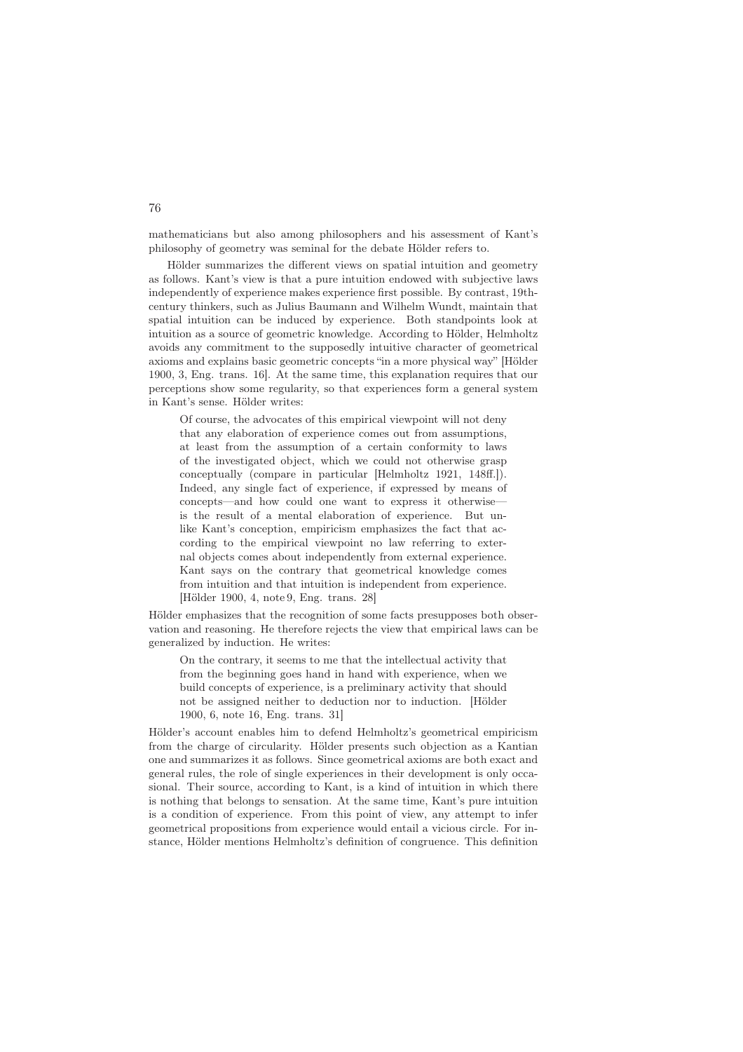mathematicians but also among philosophers and his assessment of Kant's philosophy of geometry was seminal for the debate Hölder refers to.

Hölder summarizes the different views on spatial intuition and geometry as follows. Kant's view is that a pure intuition endowed with subjective laws independently of experience makes experience first possible. By contrast, 19th-century thinkers, such as Julius Baumann and Wilhelm Wundt, maintain that spatial intuition can be induced by experience. Both standpoints look at intuition as a source of geometric knowledge. According to Hölder, Helmholtz avoids any commitment to the supposedly intuitive character of geometrical axioms and explains basic geometric concepts "in a more physical way" [Hölder 1900, 3, Eng. trans. 16]. At the same time, this explanation requires that our perceptions show some regularity, so that experiences form a general system in Kant's sense. Hölder writes:

> Of course, the advocates of this empirical viewpoint will not deny that any elaboration of experience comes out from assumptions, at least from the assumption of a certain conformity to laws of the investigated object, which we could not otherwise grasp conceptually (compare in particular [Helmholtz 1921, 148ff.]). Indeed, any single fact of experience, if expressed by means of concepts—and how could one want to express it otherwise—is the result of a mental elaboration of experience. But unlike Kant's conception, empiricism emphasizes the fact that according to the empirical viewpoint no law referring to external objects comes about independently from external experience. Kant says on the contrary that geometrical knowledge comes from intuition and that intuition is independent from experience. [Hölder 1900, 4, note 9, Eng. trans. 28]

Hölder emphasizes that the recognition of some facts presupposes both observation and reasoning. He therefore rejects the view that empirical laws can be generalized by induction. He writes:

> On the contrary, it seems to me that the intellectual activity that from the beginning goes hand in hand with experience, when we build concepts of experience, is a preliminary activity that should not be assigned neither to deduction nor to induction. [Hölder 1900, 6, note 16, Eng. trans. 31]

Hölder's account enables him to defend Helmholtz's geometrical empiricism from the charge of circularity. Hölder presents such objection as a Kantian one and summarizes it as follows. Since geometrical axioms are both exact and general rules, the role of single experiences in their development is only occasional. Their source, according to Kant, is a kind of intuition in which there is nothing that belongs to sensation. At the same time, Kant's pure intuition is a condition of experience. From this point of view, any attempt to infer geometrical propositions from experience would entail a vicious circle. For instance, Hölder mentions Helmholtz's definition of congruence. This definition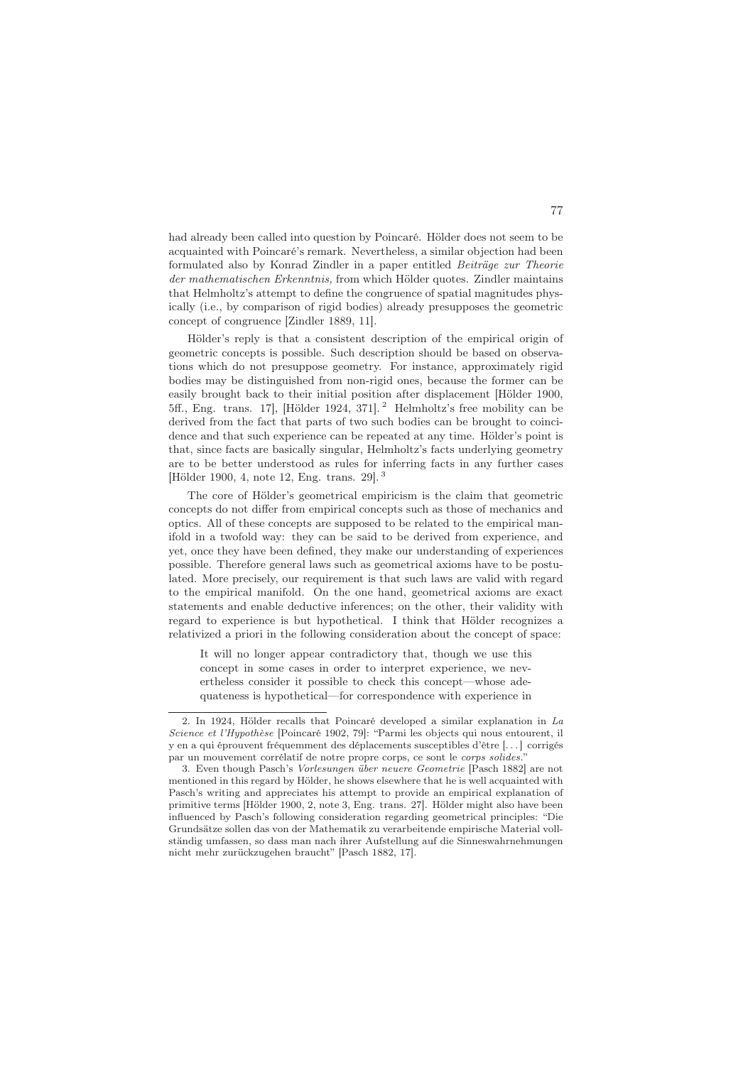had already been called into question by Poincaré. Hölder does not seem to be acquainted with Poincaré's remark. Nevertheless, a similar objection had been formulated also by Konrad Zindler in a paper entitled *Beiträge zur Theorie der mathematischen Erkenntnis,* from which Hölder quotes. Zindler maintains that Helmholtz's attempt to define the congruence of spatial magnitudes physically (i.e., by comparison of rigid bodies) already presupposes the geometric concept of congruence [Zindler 1889, 11].

Hölder's reply is that a consistent description of the empirical origin of geometric concepts is possible. Such description should be based on observations which do not presuppose geometry. For instance, approximately rigid bodies may be distinguished from non-rigid ones, because the former can be easily brought back to their initial position after displacement [Hölder 1900, 5ff., Eng. trans. 17], [Hölder 1924, 371].[2] Helmholtz's free mobility can be derived from the fact that parts of two such bodies can be brought to coincidence and that such experience can be repeated at any time. Hölder's point is that, since facts are basically singular, Helmholtz's facts underlying geometry are to be better understood as rules for inferring facts in any further cases [Hölder 1900, 4, note 12, Eng. trans. 29].[3]

The core of Hölder's geometrical empiricism is the claim that geometric concepts do not differ from empirical concepts such as those of mechanics and optics. All of these concepts are supposed to be related to the empirical manifold in a twofold way: they can be said to be derived from experience, and yet, once they have been defined, they make our understanding of experiences possible. Therefore general laws such as geometrical axioms have to be postulated. More precisely, our requirement is that such laws are valid with regard to the empirical manifold. On the one hand, geometrical axioms are exact statements and enable deductive inferences; on the other, their validity with regard to experience is but hypothetical. I think that Hölder recognizes a relativized a priori in the following consideration about the concept of space:

> It will no longer appear contradictory that, though we use this concept in some cases in order to interpret experience, we nevertheless consider it possible to check this concept—whose adequateness is hypothetical—for correspondence with experience in

---

2. In 1924, Hölder recalls that Poincaré developed a similar explanation in *La Science et l'Hypothèse* [Poincaré 1902, 79]: "Parmi les objects qui nous entourent, il y en a qui éprouvent fréquemment des déplacements susceptibles d'être [...] corrigés par un mouvement corrélatif de notre propre corps, ce sont le *corps solides.*"

3. Even though Pasch's *Vorlesungen über neuere Geometrie* [Pasch 1882] are not mentioned in this regard by Hölder, he shows elsewhere that he is well acquainted with Pasch's writing and appreciates his attempt to provide an empirical explanation of primitive terms [Hölder 1900, 2, note 3, Eng. trans. 27]. Hölder might also have been influenced by Pasch's following consideration regarding geometrical principles: "Die Grundsätze sollen das von der Mathematik zu verarbeitende empirische Material vollständig umfassen, so dass man nach ihrer Aufstellung auf die Sinneswahrnehmungen nicht mehr zurückzugehen braucht" [Pasch 1882, 17].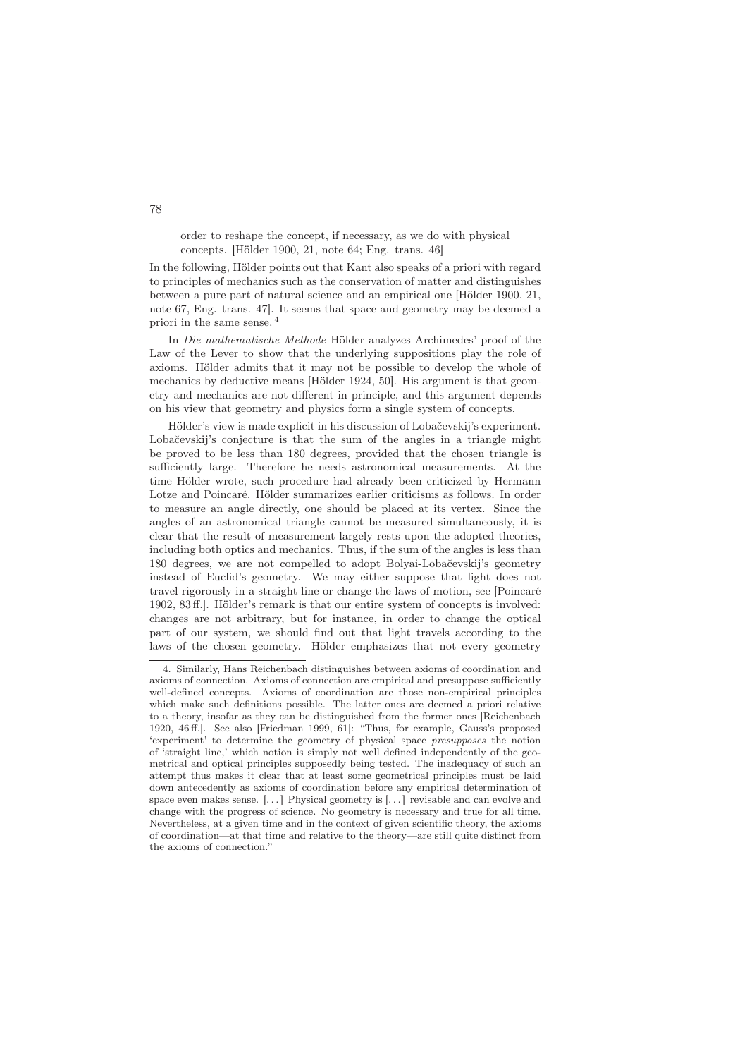order to reshape the concept, if necessary, as we do with physical concepts. [Hölder 1900, 21, note 64; Eng. trans. 46]

In the following, Hölder points out that Kant also speaks of a priori with regard to principles of mechanics such as the conservation of matter and distinguishes between a pure part of natural science and an empirical one [Hölder 1900, 21, note 67, Eng. trans. 47]. It seems that space and geometry may be deemed a priori in the same sense. [4]

In *Die mathematische Methode* Hölder analyzes Archimedes' proof of the Law of the Lever to show that the underlying suppositions play the role of axioms. Hölder admits that it may not be possible to develop the whole of mechanics by deductive means [Hölder 1924, 50]. His argument is that geometry and mechanics are not different in principle, and this argument depends on his view that geometry and physics form a single system of concepts.

Hölder's view is made explicit in his discussion of Lobačevskij's experiment. Lobačevskij's conjecture is that the sum of the angles in a triangle might be proved to be less than 180 degrees, provided that the chosen triangle is sufficiently large. Therefore he needs astronomical measurements. At the time Hölder wrote, such procedure had already been criticized by Hermann Lotze and Poincaré. Hölder summarizes earlier criticisms as follows. In order to measure an angle directly, one should be placed at its vertex. Since the angles of an astronomical triangle cannot be measured simultaneously, it is clear that the result of measurement largely rests upon the adopted theories, including both optics and mechanics. Thus, if the sum of the angles is less than 180 degrees, we are not compelled to adopt Bolyai-Lobačevskij's geometry instead of Euclid's geometry. We may either suppose that light does not travel rigorously in a straight line or change the laws of motion, see [Poincaré 1902, 83 ff.]. Hölder's remark is that our entire system of concepts is involved: changes are not arbitrary, but for instance, in order to change the optical part of our system, we should find out that light travels according to the laws of the chosen geometry. Hölder emphasizes that not every geometry

4. Similarly, Hans Reichenbach distinguishes between axioms of coordination and axioms of connection. Axioms of connection are empirical and presuppose sufficiently well-defined concepts. Axioms of coordination are those non-empirical principles which make such definitions possible. The latter ones are deemed a priori relative to a theory, insofar as they can be distinguished from the former ones [Reichenbach 1920, 46 ff.]. See also [Friedman 1999, 61]: "Thus, for example, Gauss's proposed 'experiment' to determine the geometry of physical space *presupposes* the notion of 'straight line,' which notion is simply not well defined independently of the geometrical and optical principles supposedly being tested. The inadequacy of such an attempt thus makes it clear that at least some geometrical principles must be laid down antecedently as axioms of coordination before any empirical determination of space even makes sense. [...] Physical geometry is [...] revisable and can evolve and change with the progress of science. No geometry is necessary and true for all time. Nevertheless, at a given time and in the context of given scientific theory, the axioms of coordination—at that time and relative to the theory—are still quite distinct from the axioms of connection."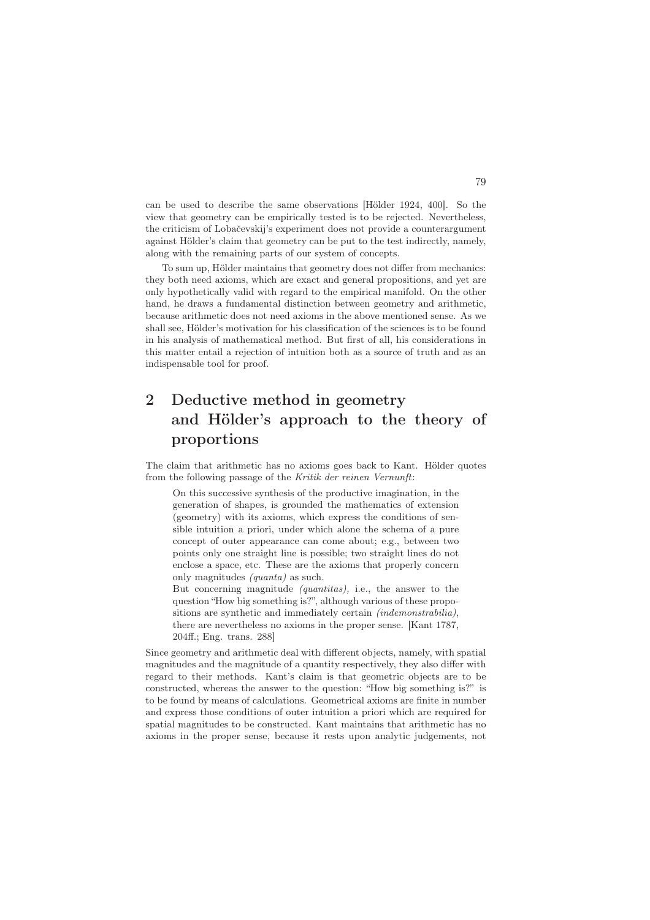can be used to describe the same observations [Hölder 1924, 400]. So the view that geometry can be empirically tested is to be rejected. Nevertheless, the criticism of Lobačevskij's experiment does not provide a counterargument against Hölder's claim that geometry can be put to the test indirectly, namely, along with the remaining parts of our system of concepts.

To sum up, Hölder maintains that geometry does not differ from mechanics: they both need axioms, which are exact and general propositions, and yet are only hypothetically valid with regard to the empirical manifold. On the other hand, he draws a fundamental distinction between geometry and arithmetic, because arithmetic does not need axioms in the above mentioned sense. As we shall see, Hölder's motivation for his classification of the sciences is to be found in his analysis of mathematical method. But first of all, his considerations in this matter entail a rejection of intuition both as a source of truth and as an indispensable tool for proof.

## 2 Deductive method in geometry and Hölder's approach to the theory of proportions

The claim that arithmetic has no axioms goes back to Kant. Hölder quotes from the following passage of the *Kritik der reinen Vernunft*:

> On this successive synthesis of the productive imagination, in the generation of shapes, is grounded the mathematics of extension (geometry) with its axioms, which express the conditions of sensible intuition a priori, under which alone the schema of a pure concept of outer appearance can come about; e.g., between two points only one straight line is possible; two straight lines do not enclose a space, etc. These are the axioms that properly concern only magnitudes *(quanta)* as such.
>
> But concerning magnitude *(quantitas),* i.e., the answer to the question "How big something is?", although various of these propositions are synthetic and immediately certain *(indemonstrabilia)*, there are nevertheless no axioms in the proper sense. [Kant 1787, 204ff.; Eng. trans. 288]

Since geometry and arithmetic deal with different objects, namely, with spatial magnitudes and the magnitude of a quantity respectively, they also differ with regard to their methods. Kant's claim is that geometric objects are to be constructed, whereas the answer to the question: "How big something is?" is to be found by means of calculations. Geometrical axioms are finite in number and express those conditions of outer intuition a priori which are required for spatial magnitudes to be constructed. Kant maintains that arithmetic has no axioms in the proper sense, because it rests upon analytic judgements, not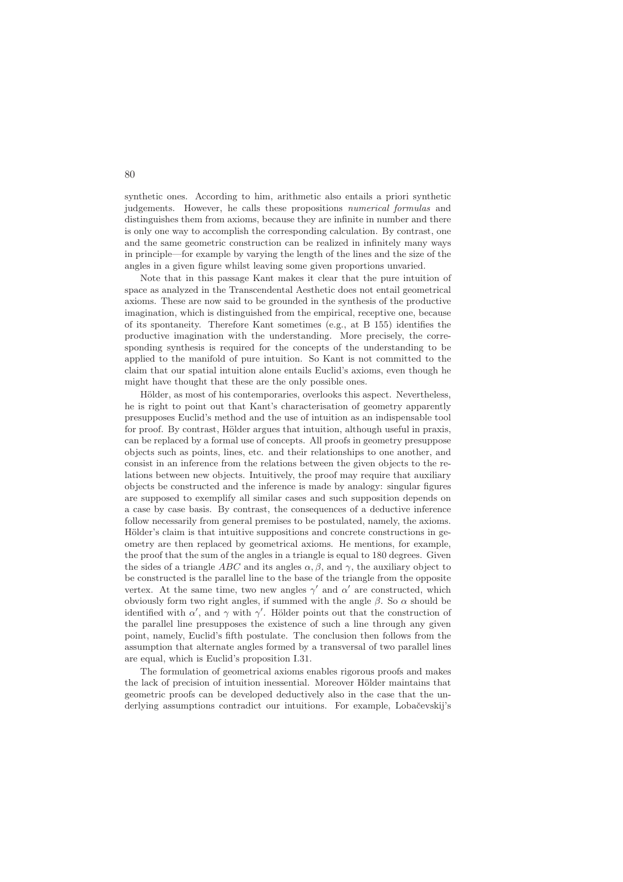synthetic ones. According to him, arithmetic also entails a priori synthetic judgements. However, he calls these propositions *numerical formulas* and distinguishes them from axioms, because they are infinite in number and there is only one way to accomplish the corresponding calculation. By contrast, one and the same geometric construction can be realized in infinitely many ways in principle—for example by varying the length of the lines and the size of the angles in a given figure whilst leaving some given proportions unvaried.

Note that in this passage Kant makes it clear that the pure intuition of space as analyzed in the Transcendental Aesthetic does not entail geometrical axioms. These are now said to be grounded in the synthesis of the productive imagination, which is distinguished from the empirical, receptive one, because of its spontaneity. Therefore Kant sometimes (e.g., at B 155) identifies the productive imagination with the understanding. More precisely, the corresponding synthesis is required for the concepts of the understanding to be applied to the manifold of pure intuition. So Kant is not committed to the claim that our spatial intuition alone entails Euclid's axioms, even though he might have thought that these are the only possible ones.

Hölder, as most of his contemporaries, overlooks this aspect. Nevertheless, he is right to point out that Kant's characterisation of geometry apparently presupposes Euclid's method and the use of intuition as an indispensable tool for proof. By contrast, Hölder argues that intuition, although useful in praxis, can be replaced by a formal use of concepts. All proofs in geometry presuppose objects such as points, lines, etc. and their relationships to one another, and consist in an inference from the relations between the given objects to the relations between new objects. Intuitively, the proof may require that auxiliary objects be constructed and the inference is made by analogy: singular figures are supposed to exemplify all similar cases and such supposition depends on a case by case basis. By contrast, the consequences of a deductive inference follow necessarily from general premises to be postulated, namely, the axioms. Hölder's claim is that intuitive suppositions and concrete constructions in geometry are then replaced by geometrical axioms. He mentions, for example, the proof that the sum of the angles in a triangle is equal to 180 degrees. Given the sides of a triangle $ABC$ and its angles $\alpha, \beta$, and $\gamma$, the auxiliary object to be constructed is the parallel line to the base of the triangle from the opposite vertex. At the same time, two new angles $\gamma'$ and $\alpha'$ are constructed, which obviously form two right angles, if summed with the angle $\beta$. So $\alpha$ should be identified with $\alpha'$, and $\gamma$ with $\gamma'$. Hölder points out that the construction of the parallel line presupposes the existence of such a line through any given point, namely, Euclid's fifth postulate. The conclusion then follows from the assumption that alternate angles formed by a transversal of two parallel lines are equal, which is Euclid's proposition I.31.

The formulation of geometrical axioms enables rigorous proofs and makes the lack of precision of intuition inessential. Moreover Hölder maintains that geometric proofs can be developed deductively also in the case that the underlying assumptions contradict our intuitions. For example, Lobačevskij's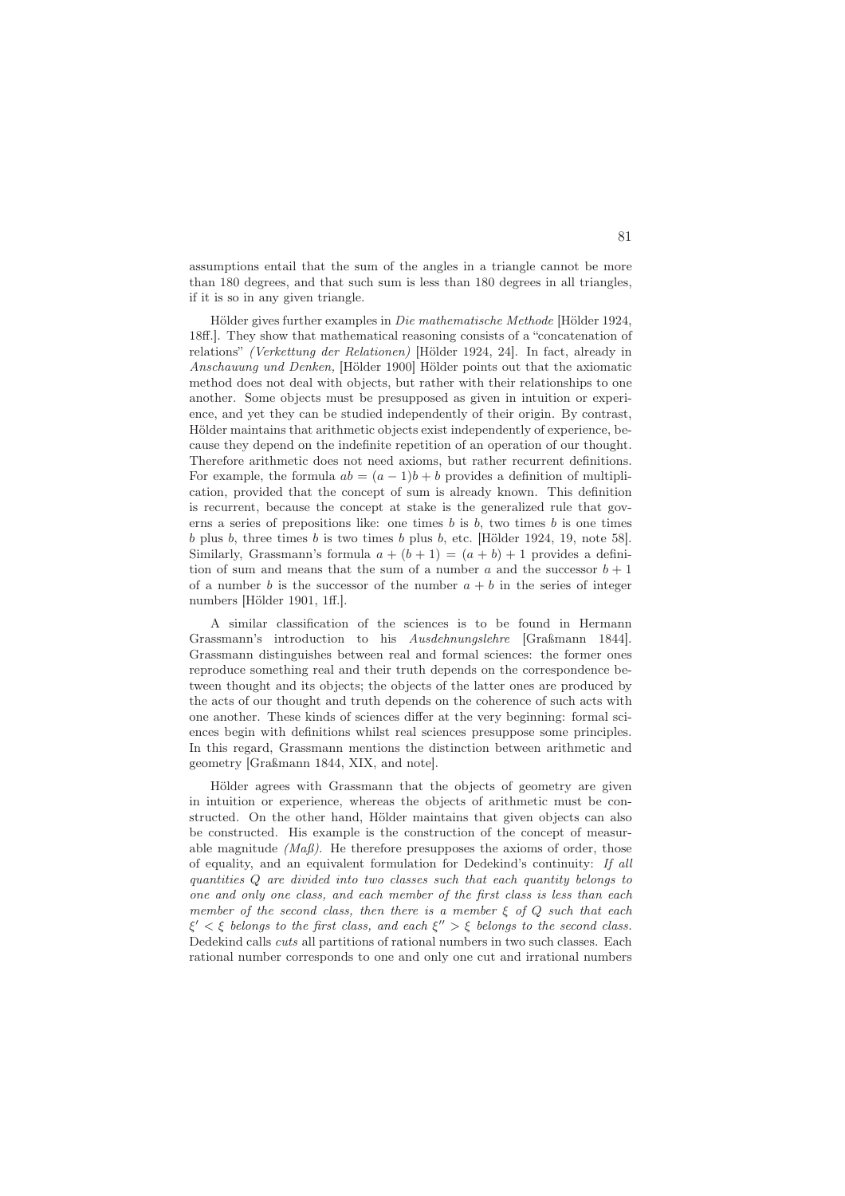assumptions entail that the sum of the angles in a triangle cannot be more than 180 degrees, and that such sum is less than 180 degrees in all triangles, if it is so in any given triangle.

Hölder gives further examples in *Die mathematische Methode* [Hölder 1924, 18ff.]. They show that mathematical reasoning consists of a "concatenation of relations" *(Verkettung der Relationen)* [Hölder 1924, 24]. In fact, already in *Anschauung und Denken,* [Hölder 1900] Hölder points out that the axiomatic method does not deal with objects, but rather with their relationships to one another. Some objects must be presupposed as given in intuition or experience, and yet they can be studied independently of their origin. By contrast, Hölder maintains that arithmetic objects exist independently of experience, because they depend on the indefinite repetition of an operation of our thought. Therefore arithmetic does not need axioms, but rather recurrent definitions. For example, the formula $ab = (a-1)b + b$ provides a definition of multiplication, provided that the concept of sum is already known. This definition is recurrent, because the concept at stake is the generalized rule that governs a series of prepositions like: one times $b$ is $b$, two times $b$ is one times $b$ plus $b$, three times $b$ is two times $b$ plus $b$, etc. [Hölder 1924, 19, note 58]. Similarly, Grassmann's formula $a + (b+1) = (a+b) + 1$ provides a definition of sum and means that the sum of a number $a$ and the successor $b+1$ of a number $b$ is the successor of the number $a+b$ in the series of integer numbers [Hölder 1901, 1ff.].

A similar classification of the sciences is to be found in Hermann Grassmann's introduction to his *Ausdehnungslehre* [Graßmann 1844]. Grassmann distinguishes between real and formal sciences: the former ones reproduce something real and their truth depends on the correspondence between thought and its objects; the objects of the latter ones are produced by the acts of our thought and truth depends on the coherence of such acts with one another. These kinds of sciences differ at the very beginning: formal sciences begin with definitions whilst real sciences presuppose some principles. In this regard, Grassmann mentions the distinction between arithmetic and geometry [Graßmann 1844, XIX, and note].

Hölder agrees with Grassmann that the objects of geometry are given in intuition or experience, whereas the objects of arithmetic must be constructed. On the other hand, Hölder maintains that given objects can also be constructed. His example is the construction of the concept of measurable magnitude *(Maß)*. He therefore presupposes the axioms of order, those of equality, and an equivalent formulation for Dedekind's continuity: *If all quantities $Q$ are divided into two classes such that each quantity belongs to one and only one class, and each member of the first class is less than each member of the second class, then there is a member $\xi$ of $Q$ such that each $\xi' < \xi$ belongs to the first class, and each $\xi'' > \xi$ belongs to the second class.* Dedekind calls *cuts* all partitions of rational numbers in two such classes. Each rational number corresponds to one and only one cut and irrational numbers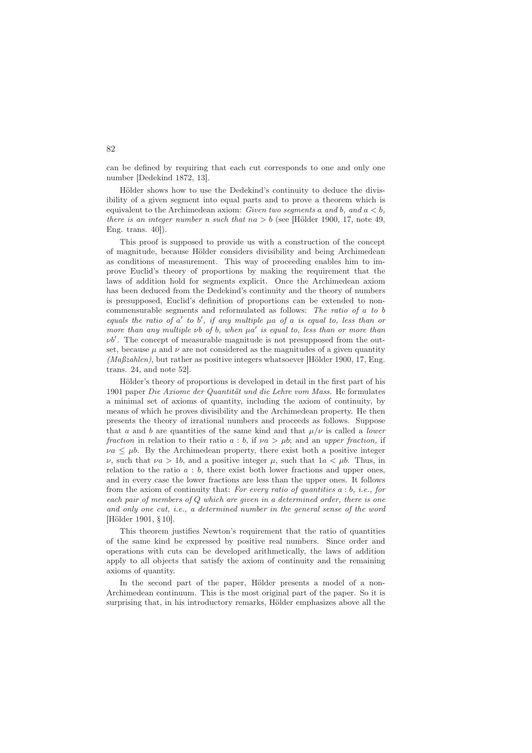can be defined by requiring that each cut corresponds to one and only one number [Dedekind 1872, 13].

Hölder shows how to use the Dedekind's continuity to deduce the divisibility of a given segment into equal parts and to prove a theorem which is equivalent to the Archimedean axiom: *Given two segments $a$ and $b$, and $a < b$, there is an integer number $n$ such that $na > b$* (see [Hölder 1900, 17, note 49, Eng. trans. 40]).

This proof is supposed to provide us with a construction of the concept of magnitude, because Hölder considers divisibility and being Archimedean as conditions of measurement. This way of proceeding enables him to improve Euclid's theory of proportions by making the requirement that the laws of addition hold for segments explicit. Once the Archimedean axiom has been deduced from the Dedekind's continuity and the theory of numbers is presupposed, Euclid's definition of proportions can be extended to non-commensurable segments and reformulated as follows: *The ratio of $a$ to $b$ equals the ratio of $a'$ to $b'$, if any multiple $\mu a$ of $a$ is equal to, less than or more than any multiple $\nu b$ of $b$, when $\mu a'$ is equal to, less than or more than $\nu b'$*. The concept of measurable magnitude is not presupposed from the outset, because $\mu$ and $\nu$ are not considered as the magnitudes of a given quantity *(Maßzahlen)*, but rather as positive integers whatsoever [Hölder 1900, 17, Eng. trans. 24, and note 52].

Hölder's theory of proportions is developed in detail in the first part of his 1901 paper *Die Axiome der Quantität und die Lehre vom Mass.* He formulates a minimal set of axioms of quantity, including the axiom of continuity, by means of which he proves divisibility and the Archimedean property. He then presents the theory of irrational numbers and proceeds as follows. Suppose that $a$ and $b$ are quantities of the same kind and that $\mu/\nu$ is called a *lower fraction* in relation to their ratio $a : b$, if $\nu a > \mu b$; and an *upper fraction*, if $\nu a \leq \mu b$. By the Archimedean property, there exist both a positive integer $\nu$, such that $\nu a > 1b$, and a positive integer $\mu$, such that $1a < \mu b$. Thus, in relation to the ratio $a : b$, there exist both lower fractions and upper ones, and in every case the lower fractions are less than the upper ones. It follows from the axiom of continuity that: *For every ratio of quantities $a : b$, i.e., for each pair of members of $Q$ which are given in a determined order, there is one and only one cut, i.e., a determined number in the general sense of the word* [Hölder 1901, § 10].

This theorem justifies Newton's requirement that the ratio of quantities of the same kind be expressed by positive real numbers. Since order and operations with cuts can be developed arithmetically, the laws of addition apply to all objects that satisfy the axiom of continuity and the remaining axioms of quantity.

In the second part of the paper, Hölder presents a model of a non-Archimedean continuum. This is the most original part of the paper. So it is surprising that, in his introductory remarks, Hölder emphasizes above all the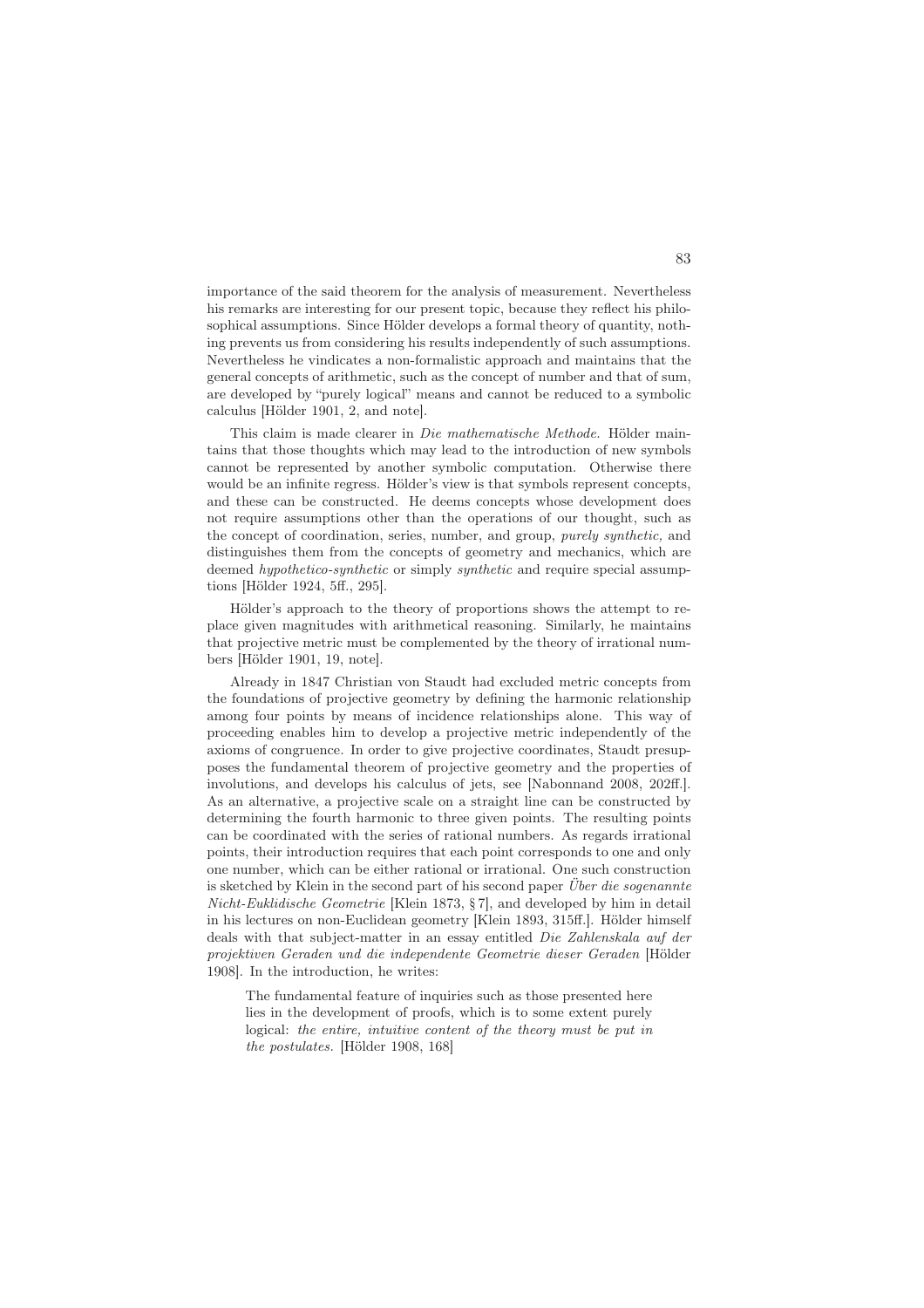importance of the said theorem for the analysis of measurement. Nevertheless his remarks are interesting for our present topic, because they reflect his philosophical assumptions. Since Hölder develops a formal theory of quantity, nothing prevents us from considering his results independently of such assumptions. Nevertheless he vindicates a non-formalistic approach and maintains that the general concepts of arithmetic, such as the concept of number and that of sum, are developed by "purely logical" means and cannot be reduced to a symbolic calculus [Hölder 1901, 2, and note].

This claim is made clearer in *Die mathematische Methode.* Hölder maintains that those thoughts which may lead to the introduction of new symbols cannot be represented by another symbolic computation. Otherwise there would be an infinite regress. Hölder's view is that symbols represent concepts, and these can be constructed. He deems concepts whose development does not require assumptions other than the operations of our thought, such as the concept of coordination, series, number, and group, *purely synthetic,* and distinguishes them from the concepts of geometry and mechanics, which are deemed *hypothetico-synthetic* or simply *synthetic* and require special assumptions [Hölder 1924, 5ff., 295].

Hölder's approach to the theory of proportions shows the attempt to replace given magnitudes with arithmetical reasoning. Similarly, he maintains that projective metric must be complemented by the theory of irrational numbers [Hölder 1901, 19, note].

Already in 1847 Christian von Staudt had excluded metric concepts from the foundations of projective geometry by defining the harmonic relationship among four points by means of incidence relationships alone. This way of proceeding enables him to develop a projective metric independently of the axioms of congruence. In order to give projective coordinates, Staudt presupposes the fundamental theorem of projective geometry and the properties of involutions, and develops his calculus of jets, see [Nabonnand 2008, 202ff.]. As an alternative, a projective scale on a straight line can be constructed by determining the fourth harmonic to three given points. The resulting points can be coordinated with the series of rational numbers. As regards irrational points, their introduction requires that each point corresponds to one and only one number, which can be either rational or irrational. One such construction is sketched by Klein in the second part of his second paper *Über die sogenannte Nicht-Euklidische Geometrie* [Klein 1873, § 7], and developed by him in detail in his lectures on non-Euclidean geometry [Klein 1893, 315ff.]. Hölder himself deals with that subject-matter in an essay entitled *Die Zahlenskala auf der projektiven Geraden und die independente Geometrie dieser Geraden* [Hölder 1908]. In the introduction, he writes:

> The fundamental feature of inquiries such as those presented here lies in the development of proofs, which is to some extent purely logical: *the entire, intuitive content of the theory must be put in the postulates.* [Hölder 1908, 168]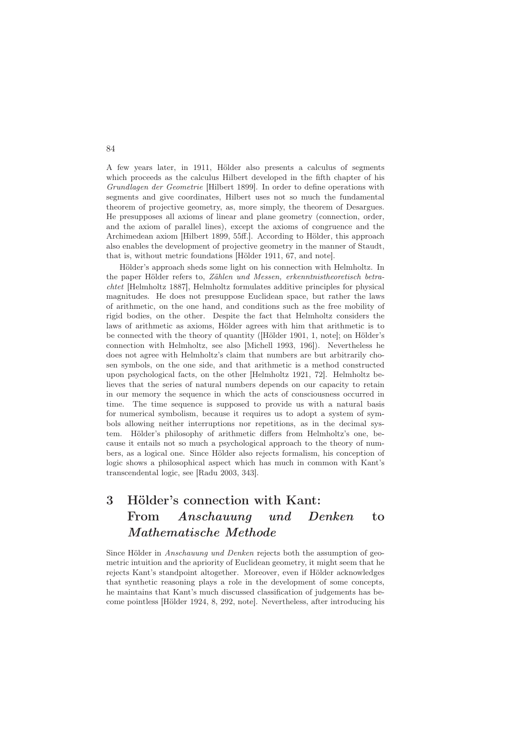A few years later, in 1911, Hölder also presents a calculus of segments which proceeds as the calculus Hilbert developed in the fifth chapter of his *Grundlagen der Geometrie* [Hilbert 1899]. In order to define operations with segments and give coordinates, Hilbert uses not so much the fundamental theorem of projective geometry, as, more simply, the theorem of Desargues. He presupposes all axioms of linear and plane geometry (connection, order, and the axiom of parallel lines), except the axioms of congruence and the Archimedean axiom [Hilbert 1899, 55ff.]. According to Hölder, this approach also enables the development of projective geometry in the manner of Staudt, that is, without metric foundations [Hölder 1911, 67, and note].

Hölder's approach sheds some light on his connection with Helmholtz. In the paper Hölder refers to, *Zählen und Messen, erkenntnistheoretisch betrachtet* [Helmholtz 1887], Helmholtz formulates additive principles for physical magnitudes. He does not presuppose Euclidean space, but rather the laws of arithmetic, on the one hand, and conditions such as the free mobility of rigid bodies, on the other. Despite the fact that Helmholtz considers the laws of arithmetic as axioms, Hölder agrees with him that arithmetic is to be connected with the theory of quantity ([Hölder 1901, 1, note]; on Hölder's connection with Helmholtz, see also [Michell 1993, 196]). Nevertheless he does not agree with Helmholtz's claim that numbers are but arbitrarily chosen symbols, on the one side, and that arithmetic is a method constructed upon psychological facts, on the other [Helmholtz 1921, 72]. Helmholtz believes that the series of natural numbers depends on our capacity to retain in our memory the sequence in which the acts of consciousness occurred in time. The time sequence is supposed to provide us with a natural basis for numerical symbolism, because it requires us to adopt a system of symbols allowing neither interruptions nor repetitions, as in the decimal system. Hölder's philosophy of arithmetic differs from Helmholtz's one, because it entails not so much a psychological approach to the theory of numbers, as a logical one. Since Hölder also rejects formalism, his conception of logic shows a philosophical aspect which has much in common with Kant's transcendental logic, see [Radu 2003, 343].

## 3 Hölder's connection with Kant: From *Anschauung und Denken* to *Mathematische Methode*

Since Hölder in *Anschauung und Denken* rejects both the assumption of geometric intuition and the apriority of Euclidean geometry, it might seem that he rejects Kant's standpoint altogether. Moreover, even if Hölder acknowledges that synthetic reasoning plays a role in the development of some concepts, he maintains that Kant's much discussed classification of judgements has become pointless [Hölder 1924, 8, 292, note]. Nevertheless, after introducing his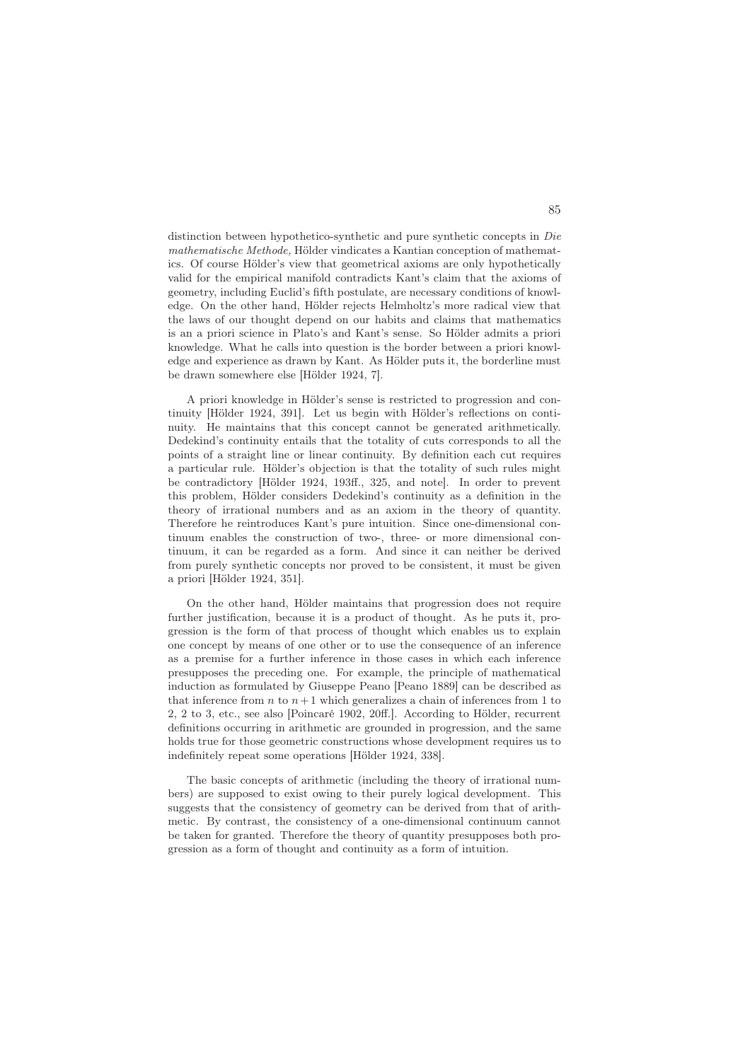distinction between hypothetico-synthetic and pure synthetic concepts in *Die mathematische Methode,* Hölder vindicates a Kantian conception of mathematics. Of course Hölder's view that geometrical axioms are only hypothetically valid for the empirical manifold contradicts Kant's claim that the axioms of geometry, including Euclid's fifth postulate, are necessary conditions of knowledge. On the other hand, Hölder rejects Helmholtz's more radical view that the laws of our thought depend on our habits and claims that mathematics is an a priori science in Plato's and Kant's sense. So Hölder admits a priori knowledge. What he calls into question is the border between a priori knowledge and experience as drawn by Kant. As Hölder puts it, the borderline must be drawn somewhere else [Hölder 1924, 7].

A priori knowledge in Hölder's sense is restricted to progression and continuity [Hölder 1924, 391]. Let us begin with Hölder's reflections on continuity. He maintains that this concept cannot be generated arithmetically. Dedekind's continuity entails that the totality of cuts corresponds to all the points of a straight line or linear continuity. By definition each cut requires a particular rule. Hölder's objection is that the totality of such rules might be contradictory [Hölder 1924, 193ff., 325, and note]. In order to prevent this problem, Hölder considers Dedekind's continuity as a definition in the theory of irrational numbers and as an axiom in the theory of quantity. Therefore he reintroduces Kant's pure intuition. Since one-dimensional continuum enables the construction of two-, three- or more dimensional continuum, it can be regarded as a form. And since it can neither be derived from purely synthetic concepts nor proved to be consistent, it must be given a priori [Hölder 1924, 351].

On the other hand, Hölder maintains that progression does not require further justification, because it is a product of thought. As he puts it, progression is the form of that process of thought which enables us to explain one concept by means of one other or to use the consequence of an inference as a premise for a further inference in those cases in which each inference presupposes the preceding one. For example, the principle of mathematical induction as formulated by Giuseppe Peano [Peano 1889] can be described as that inference from $n$ to $n+1$ which generalizes a chain of inferences from 1 to 2, 2 to 3, etc., see also [Poincaré 1902, 20ff.]. According to Hölder, recurrent definitions occurring in arithmetic are grounded in progression, and the same holds true for those geometric constructions whose development requires us to indefinitely repeat some operations [Hölder 1924, 338].

The basic concepts of arithmetic (including the theory of irrational numbers) are supposed to exist owing to their purely logical development. This suggests that the consistency of geometry can be derived from that of arithmetic. By contrast, the consistency of a one-dimensional continuum cannot be taken for granted. Therefore the theory of quantity presupposes both progression as a form of thought and continuity as a form of intuition.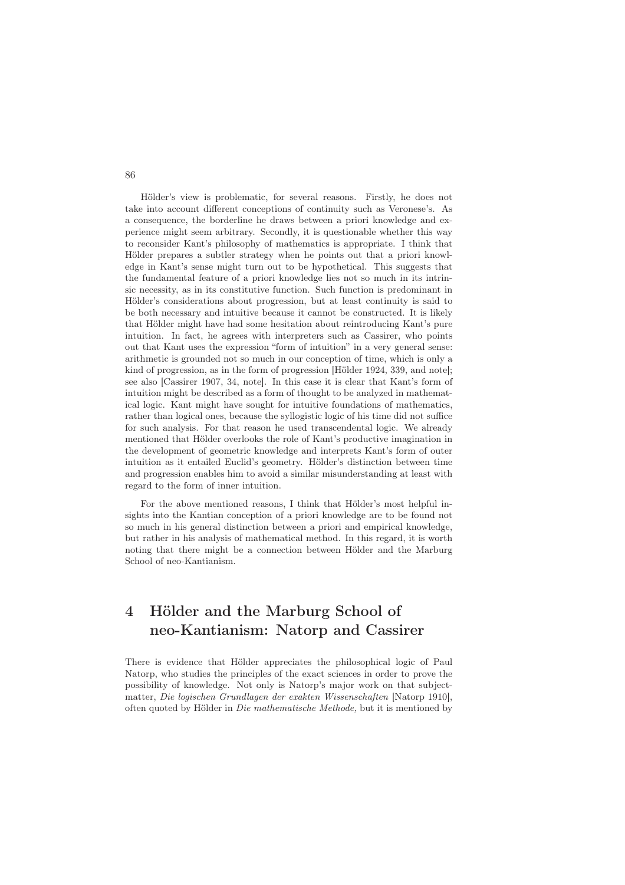Hölder's view is problematic, for several reasons. Firstly, he does not take into account different conceptions of continuity such as Veronese's. As a consequence, the borderline he draws between a priori knowledge and experience might seem arbitrary. Secondly, it is questionable whether this way to reconsider Kant's philosophy of mathematics is appropriate. I think that Hölder prepares a subtler strategy when he points out that a priori knowledge in Kant's sense might turn out to be hypothetical. This suggests that the fundamental feature of a priori knowledge lies not so much in its intrinsic necessity, as in its constitutive function. Such function is predominant in Hölder's considerations about progression, but at least continuity is said to be both necessary and intuitive because it cannot be constructed. It is likely that Hölder might have had some hesitation about reintroducing Kant's pure intuition. In fact, he agrees with interpreters such as Cassirer, who points out that Kant uses the expression "form of intuition" in a very general sense: arithmetic is grounded not so much in our conception of time, which is only a kind of progression, as in the form of progression [Hölder 1924, 339, and note]; see also [Cassirer 1907, 34, note]. In this case it is clear that Kant's form of intuition might be described as a form of thought to be analyzed in mathematical logic. Kant might have sought for intuitive foundations of mathematics, rather than logical ones, because the syllogistic logic of his time did not suffice for such analysis. For that reason he used transcendental logic. We already mentioned that Hölder overlooks the role of Kant's productive imagination in the development of geometric knowledge and interprets Kant's form of outer intuition as it entailed Euclid's geometry. Hölder's distinction between time and progression enables him to avoid a similar misunderstanding at least with regard to the form of inner intuition.

For the above mentioned reasons, I think that Hölder's most helpful insights into the Kantian conception of a priori knowledge are to be found not so much in his general distinction between a priori and empirical knowledge, but rather in his analysis of mathematical method. In this regard, it is worth noting that there might be a connection between Hölder and the Marburg School of neo-Kantianism.

## 4 Hölder and the Marburg School of neo-Kantianism: Natorp and Cassirer

There is evidence that Hölder appreciates the philosophical logic of Paul Natorp, who studies the principles of the exact sciences in order to prove the possibility of knowledge. Not only is Natorp's major work on that subject-matter, *Die logischen Grundlagen der exakten Wissenschaften* [Natorp 1910], often quoted by Hölder in *Die mathematische Methode,* but it is mentioned by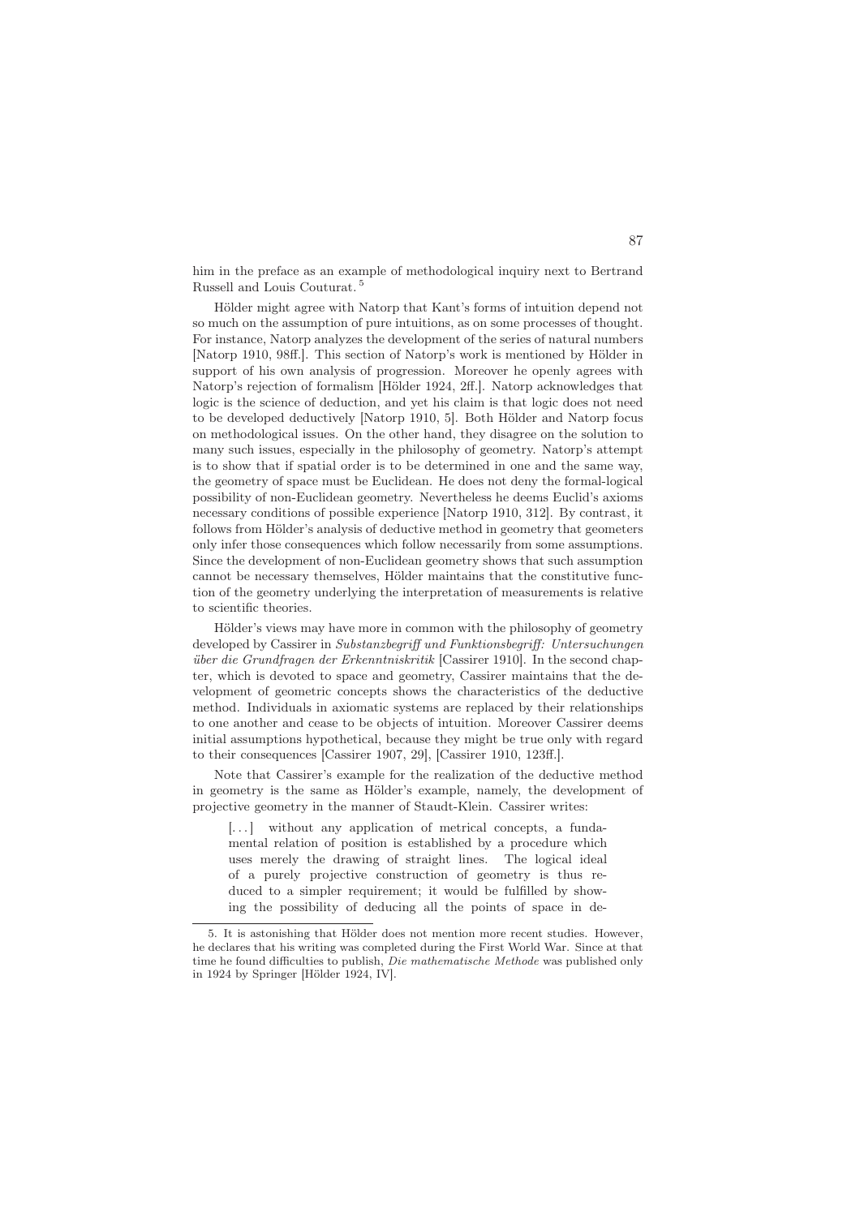him in the preface as an example of methodological inquiry next to Bertrand Russell and Louis Couturat. [5]

Hölder might agree with Natorp that Kant's forms of intuition depend not so much on the assumption of pure intuitions, as on some processes of thought. For instance, Natorp analyzes the development of the series of natural numbers [Natorp 1910, 98ff.]. This section of Natorp's work is mentioned by Hölder in support of his own analysis of progression. Moreover he openly agrees with Natorp's rejection of formalism [Hölder 1924, 2ff.]. Natorp acknowledges that logic is the science of deduction, and yet his claim is that logic does not need to be developed deductively [Natorp 1910, 5]. Both Hölder and Natorp focus on methodological issues. On the other hand, they disagree on the solution to many such issues, especially in the philosophy of geometry. Natorp's attempt is to show that if spatial order is to be determined in one and the same way, the geometry of space must be Euclidean. He does not deny the formal-logical possibility of non-Euclidean geometry. Nevertheless he deems Euclid's axioms necessary conditions of possible experience [Natorp 1910, 312]. By contrast, it follows from Hölder's analysis of deductive method in geometry that geometers only infer those consequences which follow necessarily from some assumptions. Since the development of non-Euclidean geometry shows that such assumption cannot be necessary themselves, Hölder maintains that the constitutive function of the geometry underlying the interpretation of measurements is relative to scientific theories.

Hölder's views may have more in common with the philosophy of geometry developed by Cassirer in *Substanzbegriff und Funktionsbegriff: Untersuchungen über die Grundfragen der Erkenntniskritik* [Cassirer 1910]. In the second chapter, which is devoted to space and geometry, Cassirer maintains that the development of geometric concepts shows the characteristics of the deductive method. Individuals in axiomatic systems are replaced by their relationships to one another and cease to be objects of intuition. Moreover Cassirer deems initial assumptions hypothetical, because they might be true only with regard to their consequences [Cassirer 1907, 29], [Cassirer 1910, 123ff.].

Note that Cassirer's example for the realization of the deductive method in geometry is the same as Hölder's example, namely, the development of projective geometry in the manner of Staudt-Klein. Cassirer writes:

> [...] without any application of metrical concepts, a fundamental relation of position is established by a procedure which uses merely the drawing of straight lines. The logical ideal of a purely projective construction of geometry is thus reduced to a simpler requirement; it would be fulfilled by showing the possibility of deducing all the points of space in de-

5. It is astonishing that Hölder does not mention more recent studies. However, he declares that his writing was completed during the First World War. Since at that time he found difficulties to publish, *Die mathematische Methode* was published only in 1924 by Springer [Hölder 1924, IV].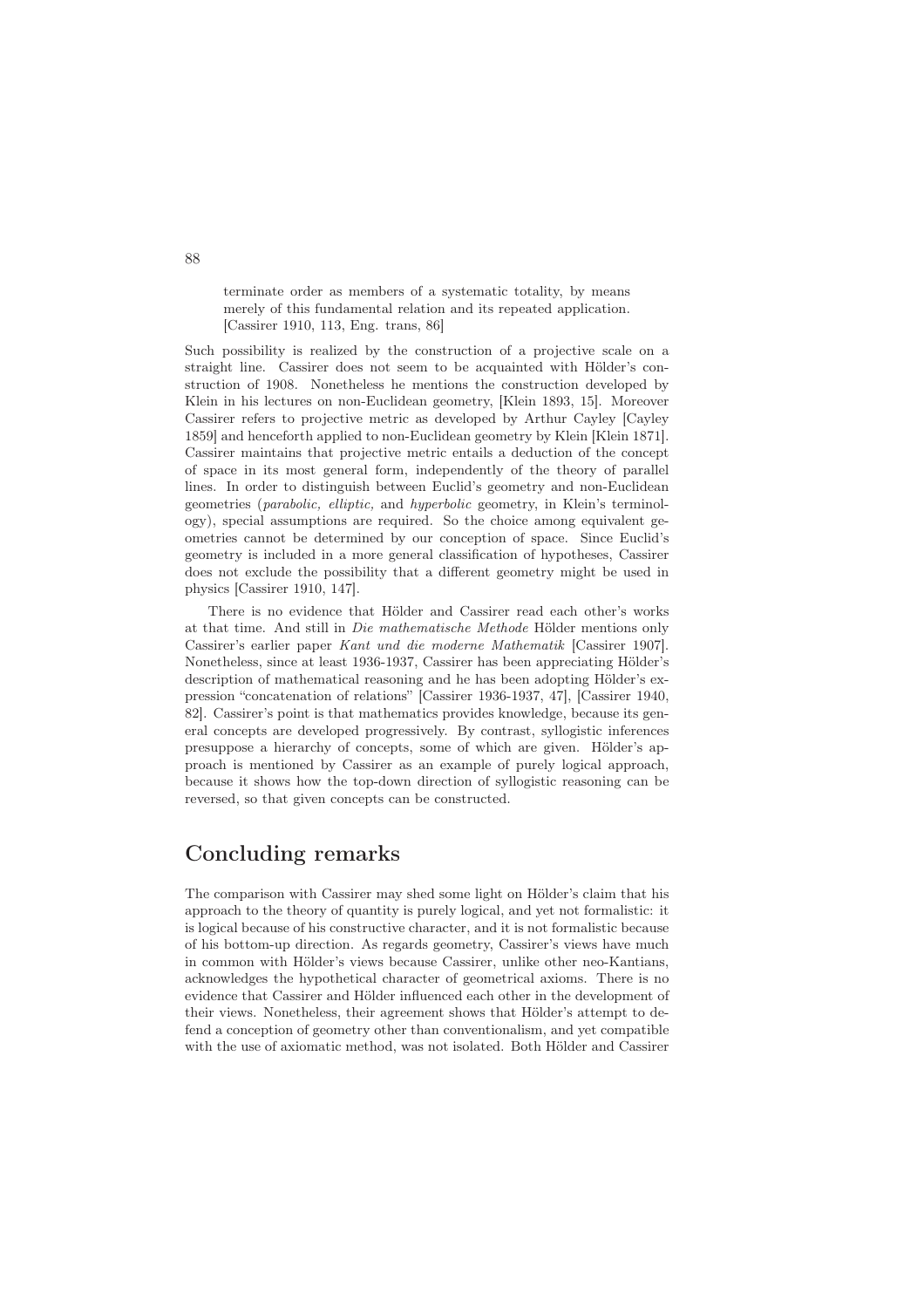> terminate order as members of a systematic totality, by means merely of this fundamental relation and its repeated application. [Cassirer 1910, 113, Eng. trans, 86]

Such possibility is realized by the construction of a projective scale on a straight line. Cassirer does not seem to be acquainted with Hölder's construction of 1908. Nonetheless he mentions the construction developed by Klein in his lectures on non-Euclidean geometry, [Klein 1893, 15]. Moreover Cassirer refers to projective metric as developed by Arthur Cayley [Cayley 1859] and henceforth applied to non-Euclidean geometry by Klein [Klein 1871]. Cassirer maintains that projective metric entails a deduction of the concept of space in its most general form, independently of the theory of parallel lines. In order to distinguish between Euclid's geometry and non-Euclidean geometries (*parabolic, elliptic,* and *hyperbolic* geometry, in Klein's terminology), special assumptions are required. So the choice among equivalent geometries cannot be determined by our conception of space. Since Euclid's geometry is included in a more general classification of hypotheses, Cassirer does not exclude the possibility that a different geometry might be used in physics [Cassirer 1910, 147].

There is no evidence that Hölder and Cassirer read each other's works at that time. And still in *Die mathematische Methode* Hölder mentions only Cassirer's earlier paper *Kant und die moderne Mathematik* [Cassirer 1907]. Nonetheless, since at least 1936-1937, Cassirer has been appreciating Hölder's description of mathematical reasoning and he has been adopting Hölder's expression "concatenation of relations" [Cassirer 1936-1937, 47], [Cassirer 1940, 82]. Cassirer's point is that mathematics provides knowledge, because its general concepts are developed progressively. By contrast, syllogistic inferences presuppose a hierarchy of concepts, some of which are given. Hölder's approach is mentioned by Cassirer as an example of purely logical approach, because it shows how the top-down direction of syllogistic reasoning can be reversed, so that given concepts can be constructed.

## Concluding remarks

The comparison with Cassirer may shed some light on Hölder's claim that his approach to the theory of quantity is purely logical, and yet not formalistic: it is logical because of his constructive character, and it is not formalistic because of his bottom-up direction. As regards geometry, Cassirer's views have much in common with Hölder's views because Cassirer, unlike other neo-Kantians, acknowledges the hypothetical character of geometrical axioms. There is no evidence that Cassirer and Hölder influenced each other in the development of their views. Nonetheless, their agreement shows that Hölder's attempt to defend a conception of geometry other than conventionalism, and yet compatible with the use of axiomatic method, was not isolated. Both Hölder and Cassirer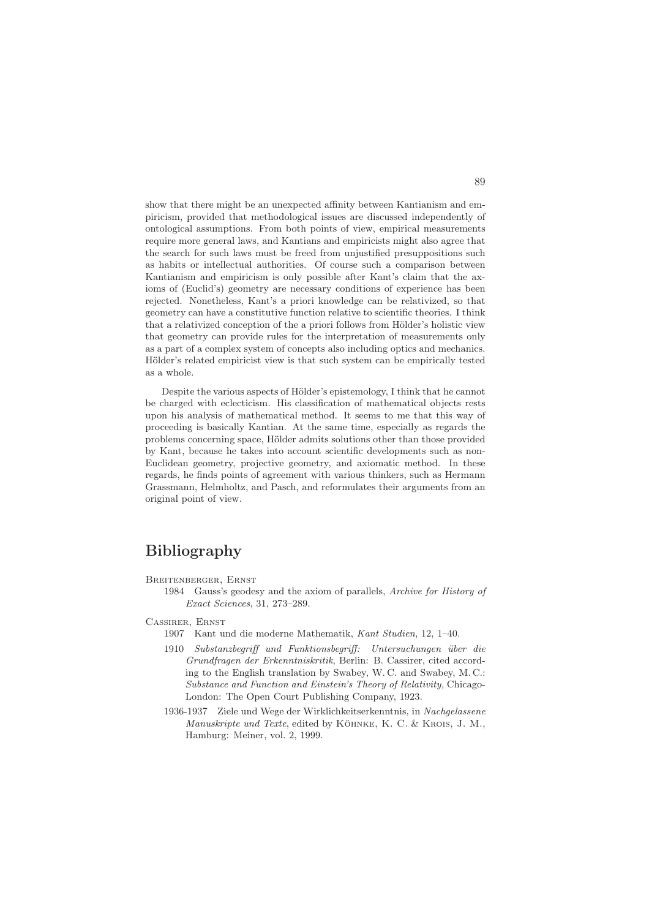show that there might be an unexpected affinity between Kantianism and empiricism, provided that methodological issues are discussed independently of ontological assumptions. From both points of view, empirical measurements require more general laws, and Kantians and empiricists might also agree that the search for such laws must be freed from unjustified presuppositions such as habits or intellectual authorities. Of course such a comparison between Kantianism and empiricism is only possible after Kant's claim that the axioms of (Euclid's) geometry are necessary conditions of experience has been rejected. Nonetheless, Kant's a priori knowledge can be relativized, so that geometry can have a constitutive function relative to scientific theories. I think that a relativized conception of the a priori follows from Hölder's holistic view that geometry can provide rules for the interpretation of measurements only as a part of a complex system of concepts also including optics and mechanics. Hölder's related empiricist view is that such system can be empirically tested as a whole.

Despite the various aspects of Hölder's epistemology, I think that he cannot be charged with eclecticism. His classification of mathematical objects rests upon his analysis of mathematical method. It seems to me that this way of proceeding is basically Kantian. At the same time, especially as regards the problems concerning space, Hölder admits solutions other than those provided by Kant, because he takes into account scientific developments such as non-Euclidean geometry, projective geometry, and axiomatic method. In these regards, he finds points of agreement with various thinkers, such as Hermann Grassmann, Helmholtz, and Pasch, and reformulates their arguments from an original point of view.

# Bibliography

Breitenberger, Ernst

1984 Gauss's geodesy and the axiom of parallels, *Archive for History of Exact Sciences*, 31, 273–289.

Cassirer, Ernst

1907 Kant und die moderne Mathematik, *Kant Studien*, 12, 1–40.

1910 *Substanzbegriff und Funktionsbegriff: Untersuchungen über die Grundfragen der Erkenntniskritik*, Berlin: B. Cassirer, cited according to the English translation by Swabey, W. C. and Swabey, M. C.: *Substance and Function and Einstein's Theory of Relativity,* Chicago-London: The Open Court Publishing Company, 1923.

1936-1937 Ziele und Wege der Wirklichkeitserkenntnis, in *Nachgelassene Manuskripte und Texte*, edited by Köhnke, K. C. & Krois, J. M., Hamburg: Meiner, vol. 2, 1999.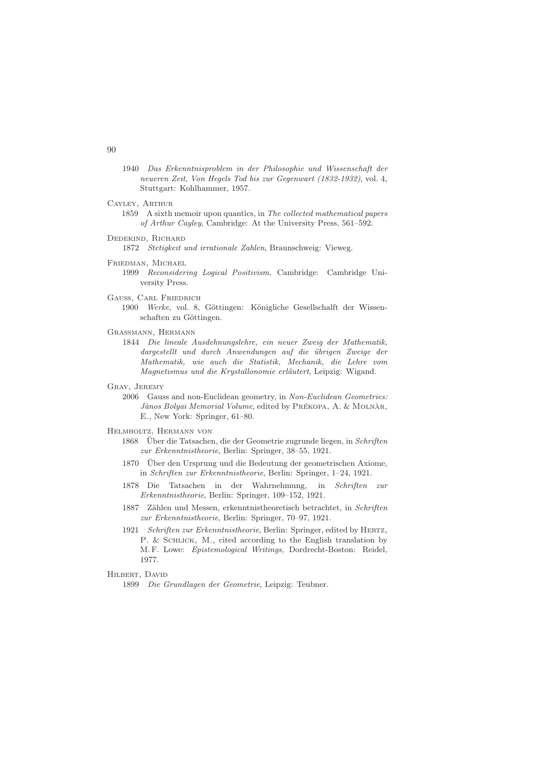1940 *Das Erkenntnisproblem in der Philosophie und Wissenschaft der neueren Zeit, Von Hegels Tod bis zur Gegenwart (1832-1932)*, vol. 4, Stuttgart: Kohlhammer, 1957.

Cayley, Arthur

1859 A sixth memoir upon quantics, in *The collected mathematical papers of Arthur Cayley*, Cambridge: At the University Press, 561–592.

Dedekind, Richard

1872 *Stetigkeit und irrationale Zahlen*, Braunschweig: Vieweg.

Friedman, Michael

1999 *Reconsidering Logical Positivism*, Cambridge: Cambridge University Press.

Gauss, Carl Friedrich

1900 *Werke*, vol. 8, Göttingen: Königliche Gesellschalft der Wissenschaften zu Göttingen.

Grassmann, Hermann

1844 *Die lineale Ausdehnungslehre, ein neuer Zweig der Mathematik, dargestellt und durch Anwendungen auf die übrigen Zweige der Mathematik, wie auch die Statistik, Mechanik, die Lehre vom Magnetismus und die Krystallonomie erläutert*, Leipzig: Wigand.

Gray, Jeremy

2006 Gauss and non-Euclidean geometry, in *Non-Euclidean Geometries: Jànos Bolyai Memorial Volume*, edited by Prékopa, A. & Molnàr, E., New York: Springer, 61–80.

Helmholtz, Hermann von

1868 Über die Tatsachen, die der Geometrie zugrunde liegen, in *Schriften zur Erkenntnistheorie*, Berlin: Springer, 38–55, 1921.

1870 Über den Ursprung und die Bedeutung der geometrischen Axiome, in *Schriften zur Erkenntnistheorie*, Berlin: Springer, 1–24, 1921.

1878 Die Tatsachen in der Wahrnehmung, in *Schriften zur Erkenntnistheorie*, Berlin: Springer, 109–152, 1921.

1887 Zählen und Messen, erkenntnistheoretisch betrachtet, in *Schriften zur Erkenntnistheorie*, Berlin: Springer, 70–97, 1921.

1921 *Schriften zur Erkenntnistheorie*, Berlin: Springer, edited by Hertz, P. & Schlick, M., cited according to the English translation by M. F. Lowe: *Epistemological Writings,* Dordrecht-Boston: Reidel, 1977.

Hilbert, David

1899 *Die Grundlagen der Geometrie*, Leipzig: Teubner.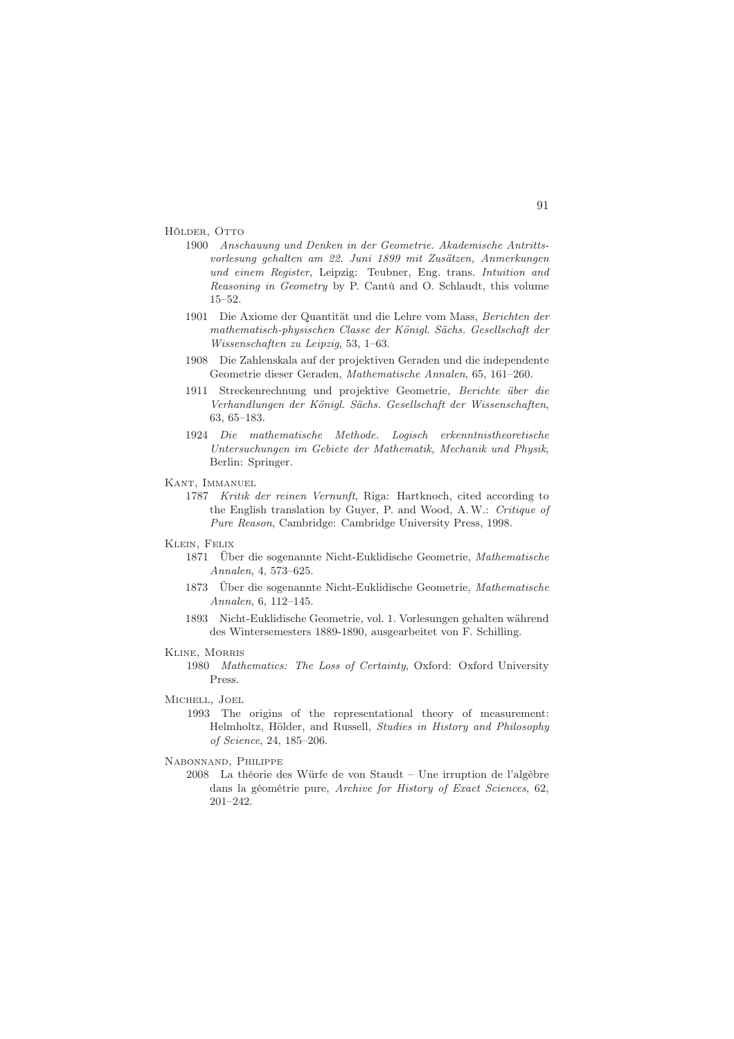Hölder, Otto

1900 *Anschauung und Denken in der Geometrie. Akademische Antrittsvorlesung gehalten am 22. Juni 1899 mit Zusätzen, Anmerkungen und einem Register*, Leipzig: Teubner, Eng. trans. *Intuition and Reasoning in Geometry* by P. Cantù and O. Schlaudt, this volume 15–52.

1901 Die Axiome der Quantität und die Lehre vom Mass, *Berichten der mathematisch-physischen Classe der Königl. Sächs. Gesellschaft der Wissenschaften zu Leipzig*, 53, 1–63.

1908 Die Zahlenskala auf der projektiven Geraden und die independente Geometrie dieser Geraden, *Mathematische Annalen*, 65, 161–260.

1911 Streckenrechnung und projektive Geometrie, *Berichte über die Verhandlungen der Königl. Sächs. Gesellschaft der Wissenschaften*, 63, 65–183.

1924 *Die mathematische Methode. Logisch erkenntnistheoretische Untersuchungen im Gebiete der Mathematik, Mechanik und Physik*, Berlin: Springer.

Kant, Immanuel

1787 *Kritik der reinen Vernunft*, Riga: Hartknoch, cited according to the English translation by Guyer, P. and Wood, A. W.: *Critique of Pure Reason*, Cambridge: Cambridge University Press, 1998.

Klein, Felix

1871 Über die sogenannte Nicht-Euklidische Geometrie, *Mathematische Annalen*, 4, 573–625.

1873 Über die sogenannte Nicht-Euklidische Geometrie, *Mathematische Annalen*, 6, 112–145.

1893 Nicht-Euklidische Geometrie, vol. 1. Vorlesungen gehalten während des Wintersemesters 1889-1890, ausgearbeitet von F. Schilling.

Kline, Morris

1980 *Mathematics: The Loss of Certainty*, Oxford: Oxford University Press.

Michell, Joel

1993 The origins of the representational theory of measurement: Helmholtz, Hölder, and Russell, *Studies in History and Philosophy of Science*, 24, 185–206.

Nabonnand, Philippe

2008 La théorie des Würfe de von Staudt – Une irruption de l'algèbre dans la géométrie pure, *Archive for History of Exact Sciences*, 62, 201–242.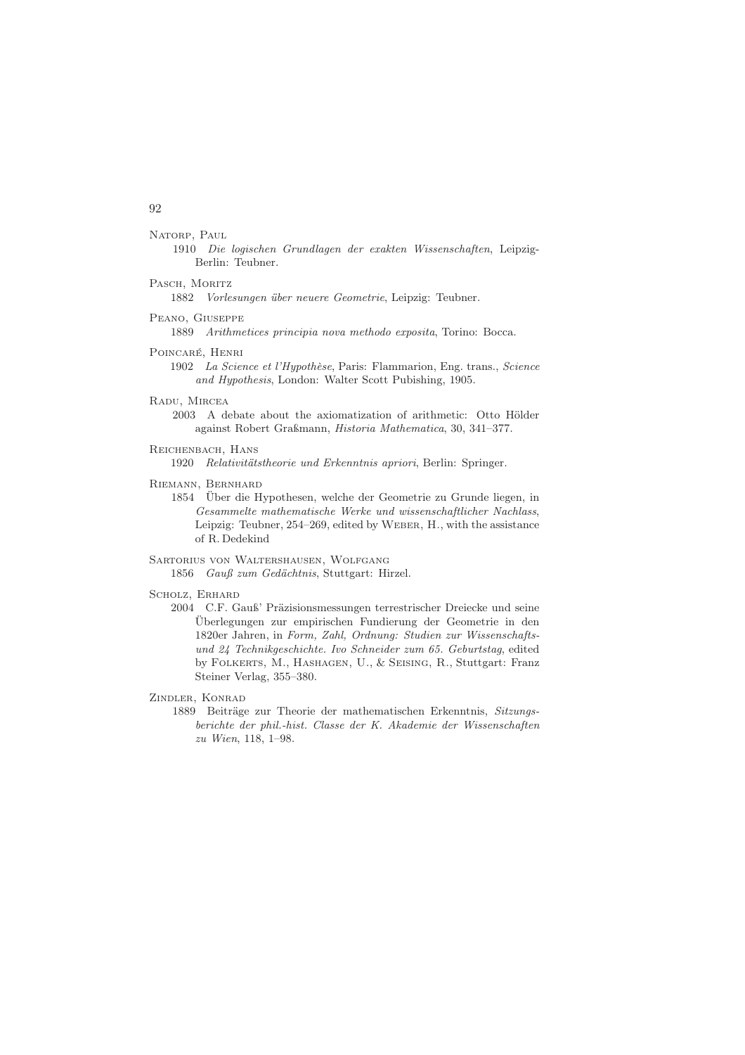Natorp, Paul

1910 *Die logischen Grundlagen der exakten Wissenschaften*, Leipzig-Berlin: Teubner.

Pasch, Moritz

1882 *Vorlesungen über neuere Geometrie*, Leipzig: Teubner.

Peano, Giuseppe

1889 *Arithmetices principia nova methodo exposita*, Torino: Bocca.

Poincaré, Henri

1902 *La Science et l'Hypothèse*, Paris: Flammarion, Eng. trans., *Science and Hypothesis*, London: Walter Scott Pubishing, 1905.

Radu, Mircea

2003 A debate about the axiomatization of arithmetic: Otto Hölder against Robert Graßmann, *Historia Mathematica*, 30, 341–377.

Reichenbach, Hans

1920 *Relativitätstheorie und Erkenntnis apriori*, Berlin: Springer.

Riemann, Bernhard

1854 Über die Hypothesen, welche der Geometrie zu Grunde liegen, in *Gesammelte mathematische Werke und wissenschaftlicher Nachlass*, Leipzig: Teubner, 254–269, edited by Weber, H., with the assistance of R. Dedekind

Sartorius von Waltershausen, Wolfgang

1856 *Gauß zum Gedächtnis*, Stuttgart: Hirzel.

Scholz, Erhard

2004 C.F. Gauß' Präzisionsmessungen terrestrischer Dreiecke und seine Überlegungen zur empirischen Fundierung der Geometrie in den 1820er Jahren, in *Form, Zahl, Ordnung: Studien zur Wissenschafts- und 24 Technikgeschichte. Ivo Schneider zum 65. Geburtstag*, edited by Folkerts, M., Hashagen, U., & Seising, R., Stuttgart: Franz Steiner Verlag, 355–380.

Zindler, Konrad

1889 Beiträge zur Theorie der mathematischen Erkenntnis, *Sitzungsberichte der phil.-hist. Classe der K. Akademie der Wissenschaften zu Wien*, 118, 1–98.